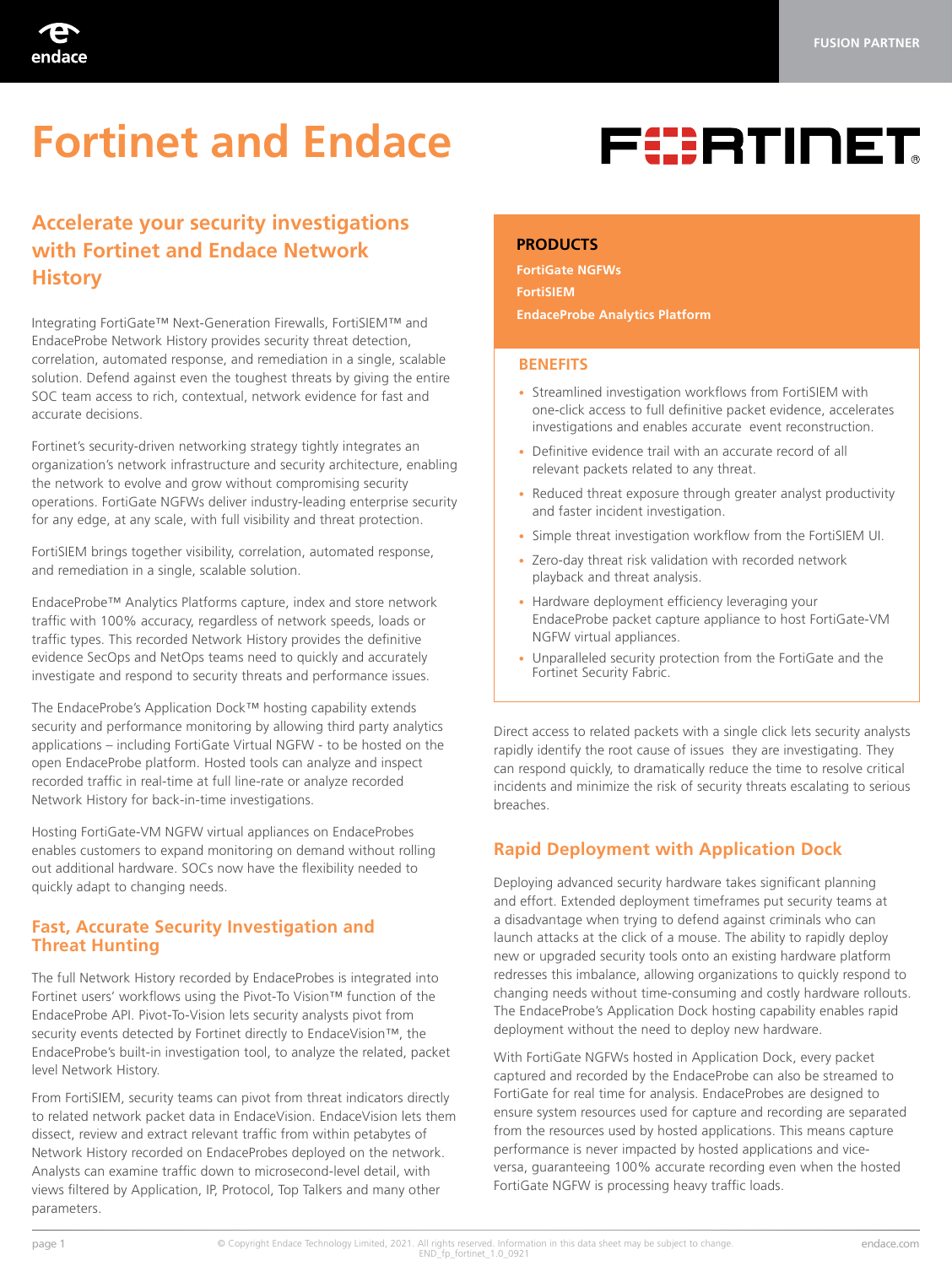FUSION PARTNER

# Fortinet and Endace

## Accelerate your security investigations with Fortinet and Endace Network History

Integrating FortiGate™ Next-Generation Firewalls, FortiSIEM™ and EndaceProbe Network History provides security threat detection, correlation, automated response, and remediation in a single, scalable solution. Defend against even the toughest threats by giving the entire SOC team access to rich, contextual, network evidence for fast and accurate decisions.

Fortinet's security-driven networking strategy tightly integrates an organization's network infrastructure and security architecture, enabling the network to evolve and grow without compromising security operations. FortiGate NGFWs deliver industry-leading enterprise security for any edge, at any scale, with full visibility and threat protection.

FortiSIEM brings together visibility, correlation, automated response, and remediation in a single, scalable solution.

EndaceProbe™ Analytics Platforms capture, index and store network traffic with 100% accuracy, regardless of network speeds, loads or traffic types. This recorded Network History provides the definitive evidence SecOps and NetOps teams need to quickly and accurately investigate and respond to security threats and performance issues.

The EndaceProbe's Application Dock™ hosting capability extends security and performance monitoring by allowing third party analytics applications – including FortiGate Virtual NGFW - to be hosted on the open EndaceProbe platform. Hosted tools can analyze and inspect recorded traffic in real-time at full line-rate or analyze recorded Network History for back-in-time investigations.

Hosting FortiGate-VM NGFW virtual appliances on EndaceProbes enables customers to expand monitoring on demand without rolling out additional hardware. SOCs now have the flexibility needed to quickly adapt to changing needs.

## Fast, Accurate Security Investigation and Threat Hunting

The full Network History recorded by EndaceProbes is integrated into Fortinet users' workflows using the Pivot-To Vision™ function of the EndaceProbe API. Pivot-To-Vision lets security analysts pivot from security events detected by Fortinet directly to EndaceVision™, the EndaceProbe's built-in investigation tool, to analyze the related, packet level Network History.

From FortiSIEM, security teams can pivot from threat indicators directly to related network packet data in EndaceVision. EndaceVision lets them dissect, review and extract relevant traffic from within petabytes of Network History recorded on EndaceProbes deployed on the network. Analysts can examine traffic down to microsecond-level detail, with views filtered by Application, IP, Protocol, Top Talkers and many other parameters.

### PRODUCTS

**FortiGate NGFWs**

**FortiSIEM**

**EndaceProbe Analytics Platform**

### BENEFITS

- Streamlined investigation workflows from FortiSIEM with one-click access to full definitive packet evidence, accelerates investigations and enables accurate event reconstruction.
- Definitive evidence trail with an accurate record of all relevant packets related to any threat.
- Reduced threat exposure through greater analyst productivity and faster incident investigation.
- Simple threat investigation workflow from the FortiSIEM UI.
- Zero-day threat risk validation with recorded network playback and threat analysis.
- Hardware deployment efficiency leveraging your EndaceProbe packet capture appliance to host FortiGate-VM NGFW virtual appliances.
- Unparalleled security protection from the FortiGate and the Fortinet Security Fabric.

Direct access to related packets with a single click lets security analysts rapidly identify the root cause of issues they are investigating. They can respond quickly, to dramatically reduce the time to resolve critical incidents and minimize the risk of security threats escalating to serious breaches.

## Rapid Deployment with Application Dock

Deploying advanced security hardware takes significant planning and effort. Extended deployment timeframes put security teams at a disadvantage when trying to defend against criminals who can launch attacks at the click of a mouse. The ability to rapidly deploy new or upgraded security tools onto an existing hardware platform redresses this imbalance, allowing organizations to quickly respond to changing needs without time-consuming and costly hardware rollouts. The EndaceProbe's Application Dock hosting capability enables rapid deployment without the need to deploy new hardware.

With FortiGate NGFWs hosted in Application Dock, every packet captured and recorded by the EndaceProbe can also be streamed to FortiGate for real time for analysis. EndaceProbes are designed to ensure system resources used for capture and recording are separated from the resources used by hosted applications. This means capture performance is never impacted by hosted applications and vice-versa, guaranteeing 100% accurate recording even when the hosted FortiGate NGFW is processing heavy traffic loads.

© Copyright Endace Technology Limited, 2021. All rights reserved. Information in this data sheet may be subject to change. END_fp_fortinet_1.0_0921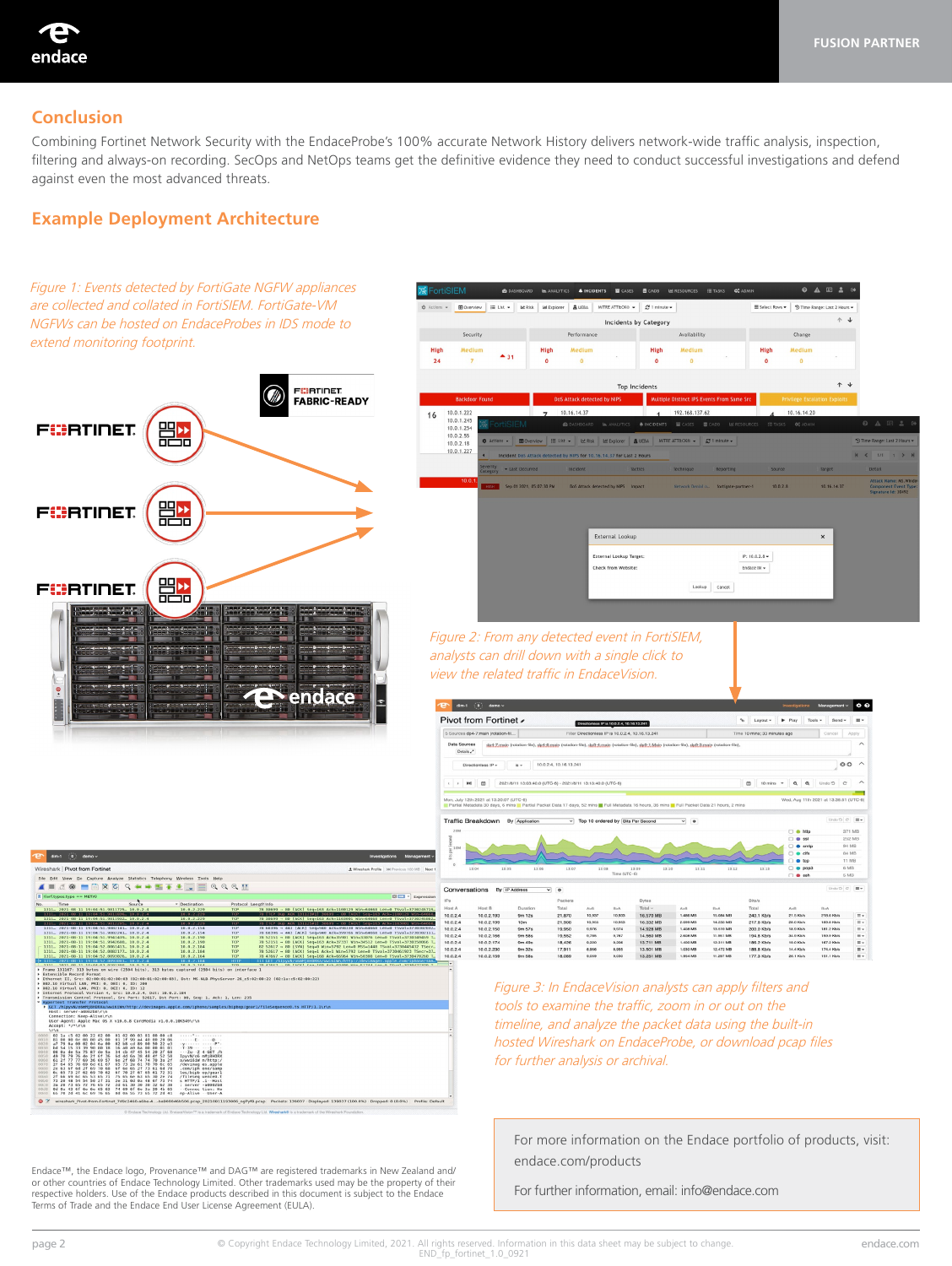## Conclusion

Combining Fortinet Network Security with the EndaceProbe's 100% accurate Network History delivers network-wide traffic analysis, inspection, filtering and always-on recording. SecOps and NetOps teams get the definitive evidence they need to conduct successful investigations and defend against even the most advanced threats.

## Example Deployment Architecture

*Figure 1: Events detected by FortiGate NGFW appliances are collected and collated in FortiSIEM. FortiGate-VM NGFWs can be hosted on EndaceProbes in IDS mode to extend monitoring footprint.*

*Figure 2: From any detected event in FortiSIEM, analysts can drill down with a single click to view the related traffic in EndaceVision.*

*Figure 3: In EndaceVision analysts can apply filters and tools to examine the traffic, zoom in or out on the timeline, and analyze the packet data using the built-in hosted Wireshark on EndaceProbe, or download pcap files for further analysis or archival.*

For more information on the Endace portfolio of products, visit: endace.com/products

For further information, email: info@endace.com

Endace™, the Endace logo, Provenance™ and DAG™ are registered trademarks in New Zealand and/or other countries of Endace Technology Limited. Other trademarks used may be the property of their respective holders. Use of the Endace products described in this document is subject to the Endace Terms of Trade and the Endace End User License Agreement (EULA).

© Copyright Endace Technology Limited, 2021. All rights reserved. Information in this data sheet may be subject to change.
END_fp_fortinet_1.0_0921